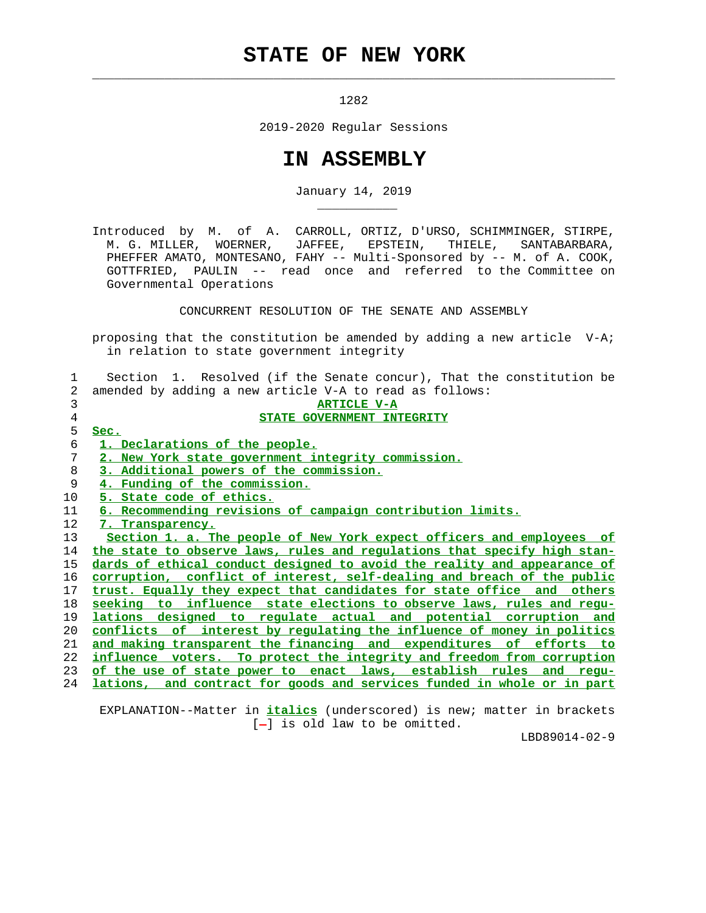# STATE OF NEW YORK

1282

2019-2020 Regular Sessions

# IN ASSEMBLY

January 14, 2019

Introduced by M. of A. CARROLL, ORTIZ, D'URSO, SCHIMMINGER, STIRPE, M. G. MILLER, WOERNER, JAFFEE, EPSTEIN, THIELE, SANTABARBARA, PHEFFER AMATO, MONTESANO, FAHY -- Multi-Sponsored by -- M. of A. COOK, GOTTFRIED, PAULIN -- read once and referred to the Committee on Governmental Operations

CONCURRENT RESOLUTION OF THE SENATE AND ASSEMBLY

proposing that the constitution be amended by adding a new article V-A; in relation to state government integrity

Section 1. Resolved (if the Senate concur), That the constitution be amended by adding a new article V-A to read as follows:

ARTICLE V-A

STATE GOVERNMENT INTEGRITY

Sec.

1. Declarations of the people.
2. New York state government integrity commission.
3. Additional powers of the commission.
4. Funding of the commission.
5. State code of ethics.
6. Recommending revisions of campaign contribution limits.
7. Transparency.

Section 1. a. The people of New York expect officers and employees of the state to observe laws, rules and regulations that specify high standards of ethical conduct designed to avoid the reality and appearance of corruption, conflict of interest, self-dealing and breach of the public trust. Equally they expect that candidates for state office and others seeking to influence state elections to observe laws, rules and regulations designed to regulate actual and potential corruption and conflicts of interest by regulating the influence of money in politics and making transparent the financing and expenditures of efforts to influence voters. To protect the integrity and freedom from corruption of the use of state power to enact laws, establish rules and regulations, and contract for goods and services funded in whole or in part

EXPLANATION--Matter in *italics* (underscored) is new; matter in brackets [-] is old law to be omitted.

LBD89014-02-9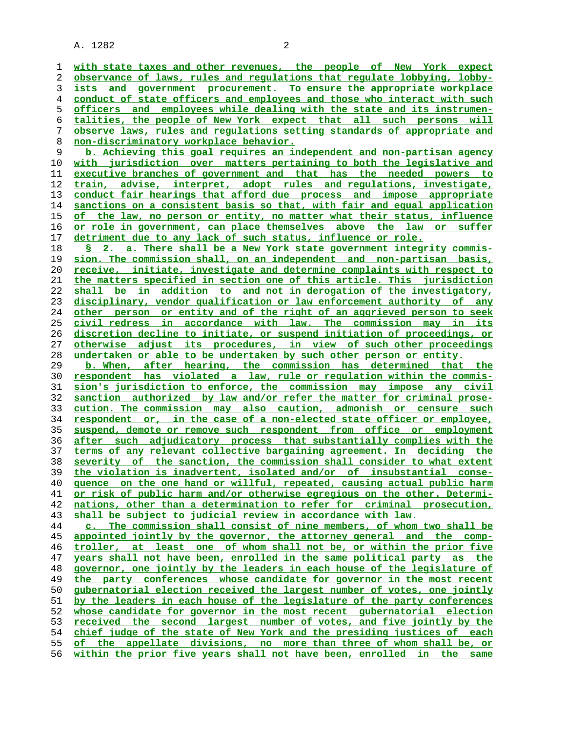with state taxes and other revenues, the people of New York expect observance of laws, rules and regulations that regulate lobbying, lobbyists and government procurement. To ensure the appropriate workplace conduct of state officers and employees and those who interact with such officers and employees while dealing with the state and its instrumentalities, the people of New York expect that all such persons will observe laws, rules and regulations setting standards of appropriate and non-discriminatory workplace behavior.

b. Achieving this goal requires an independent and non-partisan agency with jurisdiction over matters pertaining to both the legislative and executive branches of government and that has the needed powers to train, advise, interpret, adopt rules and regulations, investigate, conduct fair hearings that afford due process and impose appropriate sanctions on a consistent basis so that, with fair and equal application of the law, no person or entity, no matter what their status, influence or role in government, can place themselves above the law or suffer detriment due to any lack of such status, influence or role.

§ 2. a. There shall be a New York state government integrity commission. The commission shall, on an independent and non-partisan basis, receive, initiate, investigate and determine complaints with respect to the matters specified in section one of this article. This jurisdiction shall be in addition to and not in derogation of the investigatory, disciplinary, vendor qualification or law enforcement authority of any other person or entity and of the right of an aggrieved person to seek civil redress in accordance with law. The commission may in its discretion decline to initiate, or suspend initiation of proceedings, or otherwise adjust its procedures, in view of such other proceedings undertaken or able to be undertaken by such other person or entity.

b. When, after hearing, the commission has determined that the respondent has violated a law, rule or regulation within the commission's jurisdiction to enforce, the commission may impose any civil sanction authorized by law and/or refer the matter for criminal prosecution. The commission may also caution, admonish or censure such respondent or, in the case of a non-elected state officer or employee, suspend, demote or remove such respondent from office or employment after such adjudicatory process that substantially complies with the terms of any relevant collective bargaining agreement. In deciding the severity of the sanction, the commission shall consider to what extent the violation is inadvertent, isolated and/or of insubstantial consequence on the one hand or willful, repeated, causing actual public harm or risk of public harm and/or otherwise egregious on the other. Determinations, other than a determination to refer for criminal prosecution, shall be subject to judicial review in accordance with law.

c. The commission shall consist of nine members, of whom two shall be appointed jointly by the governor, the attorney general and the comptroller, at least one of whom shall not be, or within the prior five years shall not have been, enrolled in the same political party as the governor, one jointly by the leaders in each house of the legislature of the party conferences whose candidate for governor in the most recent gubernatorial election received the largest number of votes, one jointly by the leaders in each house of the legislature of the party conferences whose candidate for governor in the most recent gubernatorial election received the second largest number of votes, and five jointly by the chief judge of the state of New York and the presiding justices of each of the appellate divisions, no more than three of whom shall be, or within the prior five years shall not have been, enrolled in the same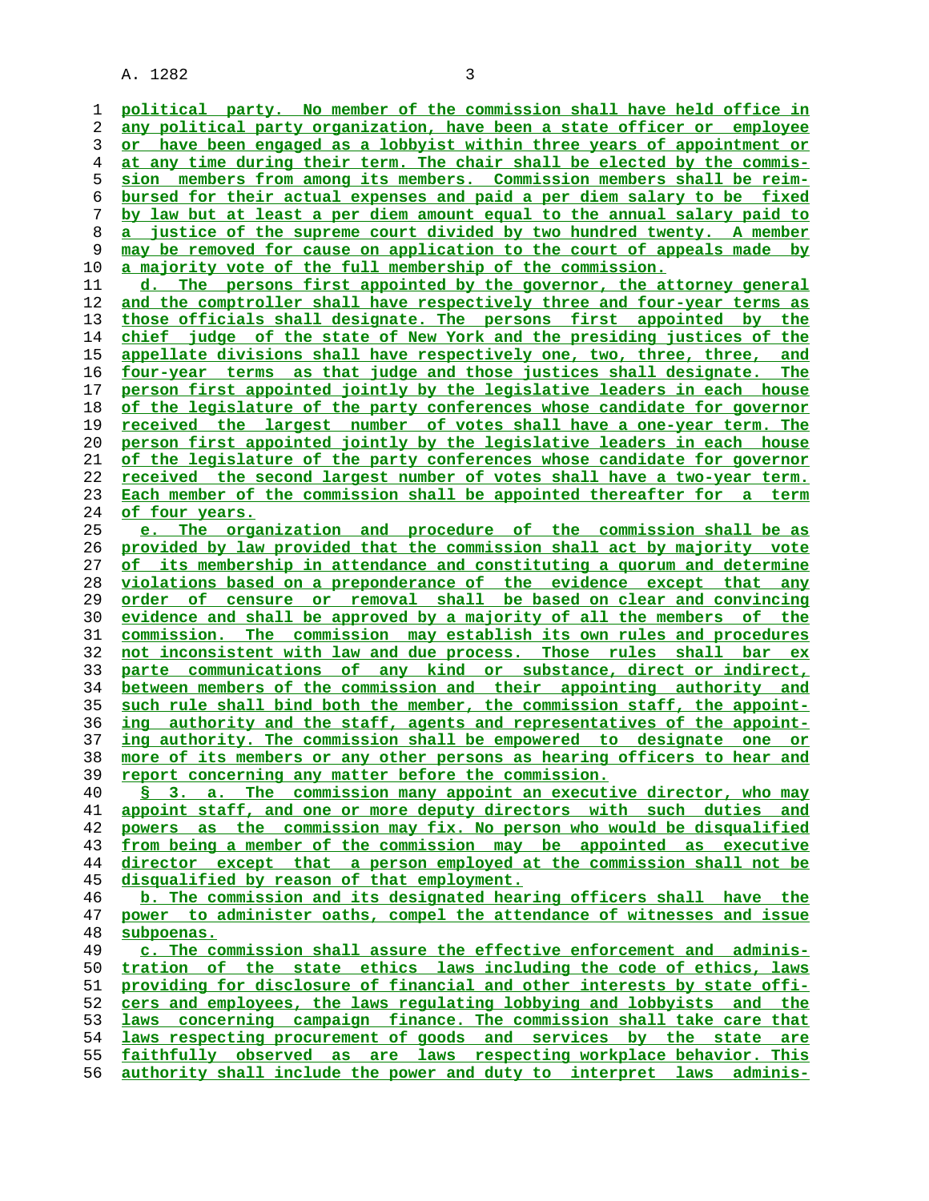political party. No member of the commission shall have held office in any political party organization, have been a state officer or employee or have been engaged as a lobbyist within three years of appointment or at any time during their term. The chair shall be elected by the commission members from among its members. Commission members shall be reimbursed for their actual expenses and paid a per diem salary to be fixed by law but at least a per diem amount equal to the annual salary paid to a justice of the supreme court divided by two hundred twenty. A member may be removed for cause on application to the court of appeals made by a majority vote of the full membership of the commission.

d. The persons first appointed by the governor, the attorney general and the comptroller shall have respectively three and four-year terms as those officials shall designate. The persons first appointed by the chief judge of the state of New York and the presiding justices of the appellate divisions shall have respectively one, two, three, three, and four-year terms as that judge and those justices shall designate. The person first appointed jointly by the legislative leaders in each house of the legislature of the party conferences whose candidate for governor received the largest number of votes shall have a one-year term. The person first appointed jointly by the legislative leaders in each house of the legislature of the party conferences whose candidate for governor received the second largest number of votes shall have a two-year term. Each member of the commission shall be appointed thereafter for a term of four years.

e. The organization and procedure of the commission shall be as provided by law provided that the commission shall act by majority vote of its membership in attendance and constituting a quorum and determine violations based on a preponderance of the evidence except that any order of censure or removal shall be based on clear and convincing evidence and shall be approved by a majority of all the members of the commission. The commission may establish its own rules and procedures not inconsistent with law and due process. Those rules shall bar ex parte communications of any kind or substance, direct or indirect, between members of the commission and their appointing authority and such rule shall bind both the member, the commission staff, the appointing authority and the staff, agents and representatives of the appointing authority. The commission shall be empowered to designate one or more of its members or any other persons as hearing officers to hear and report concerning any matter before the commission.

§ 3. a. The commission many appoint an executive director, who may appoint staff, and one or more deputy directors with such duties and powers as the commission may fix. No person who would be disqualified from being a member of the commission may be appointed as executive director except that a person employed at the commission shall not be disqualified by reason of that employment.

b. The commission and its designated hearing officers shall have the power to administer oaths, compel the attendance of witnesses and issue subpoenas.

c. The commission shall assure the effective enforcement and administration of the state ethics laws including the code of ethics, laws providing for disclosure of financial and other interests by state officers and employees, the laws regulating lobbying and lobbyists and the laws concerning campaign finance. The commission shall take care that laws respecting procurement of goods and services by the state are faithfully observed as are laws respecting workplace behavior. This authority shall include the power and duty to interpret laws adminis-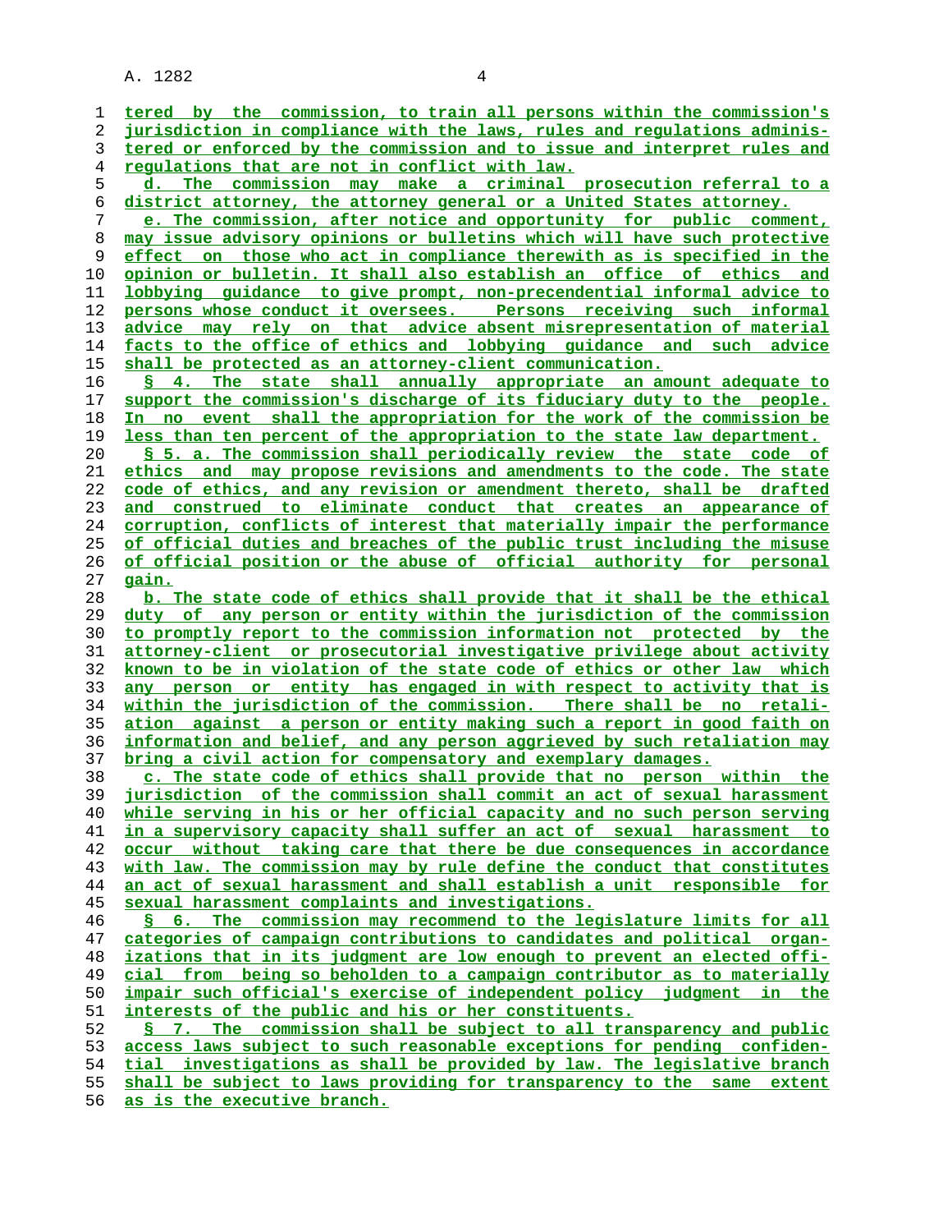tered by the commission, to train all persons within the commission's jurisdiction in compliance with the laws, rules and regulations administered or enforced by the commission and to issue and interpret rules and regulations that are not in conflict with law.

d. The commission may make a criminal prosecution referral to a district attorney, the attorney general or a United States attorney.

e. The commission, after notice and opportunity for public comment, may issue advisory opinions or bulletins which will have such protective effect on those who act in compliance therewith as is specified in the opinion or bulletin. It shall also establish an office of ethics and lobbying guidance to give prompt, non-precendential informal advice to persons whose conduct it oversees. Persons receiving such informal advice may rely on that advice absent misrepresentation of material facts to the office of ethics and lobbying guidance and such advice shall be protected as an attorney-client communication.

§ 4. The state shall annually appropriate an amount adequate to support the commission's discharge of its fiduciary duty to the people. In no event shall the appropriation for the work of the commission be less than ten percent of the appropriation to the state law department.

§ 5. a. The commission shall periodically review the state code of ethics and may propose revisions and amendments to the code. The state code of ethics, and any revision or amendment thereto, shall be drafted and construed to eliminate conduct that creates an appearance of corruption, conflicts of interest that materially impair the performance of official duties and breaches of the public trust including the misuse of official position or the abuse of official authority for personal gain.

b. The state code of ethics shall provide that it shall be the ethical duty of any person or entity within the jurisdiction of the commission to promptly report to the commission information not protected by the attorney-client or prosecutorial investigative privilege about activity known to be in violation of the state code of ethics or other law which any person or entity has engaged in with respect to activity that is within the jurisdiction of the commission. There shall be no retaliation against a person or entity making such a report in good faith on information and belief, and any person aggrieved by such retaliation may bring a civil action for compensatory and exemplary damages.

c. The state code of ethics shall provide that no person within the jurisdiction of the commission shall commit an act of sexual harassment while serving in his or her official capacity and no such person serving in a supervisory capacity shall suffer an act of sexual harassment to occur without taking care that there be due consequences in accordance with law. The commission may by rule define the conduct that constitutes an act of sexual harassment and shall establish a unit responsible for sexual harassment complaints and investigations.

§ 6. The commission may recommend to the legislature limits for all categories of campaign contributions to candidates and political organizations that in its judgment are low enough to prevent an elected official from being so beholden to a campaign contributor as to materially impair such official's exercise of independent policy judgment in the interests of the public and his or her constituents.

§ 7. The commission shall be subject to all transparency and public access laws subject to such reasonable exceptions for pending confidential investigations as shall be provided by law. The legislative branch shall be subject to laws providing for transparency to the same extent as is the executive branch.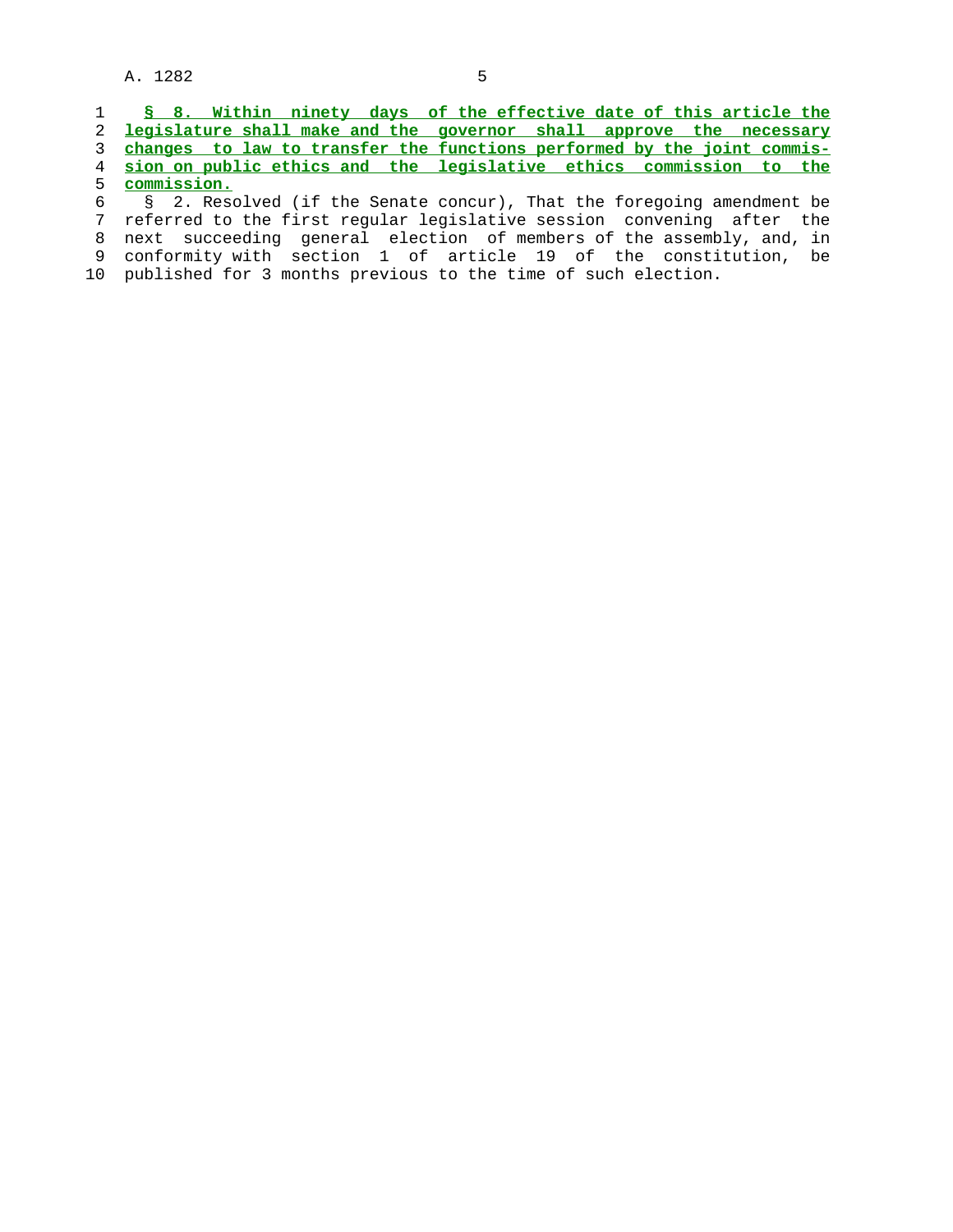**§ 8. Within ninety days of the effective date of this article the legislature shall make and the governor shall approve the necessary changes to law to transfer the functions performed by the joint commission on public ethics and the legislative ethics commission to the commission.**

§ 2. Resolved (if the Senate concur), That the foregoing amendment be referred to the first regular legislative session convening after the next succeeding general election of members of the assembly, and, in conformity with section 1 of article 19 of the constitution, be published for 3 months previous to the time of such election.